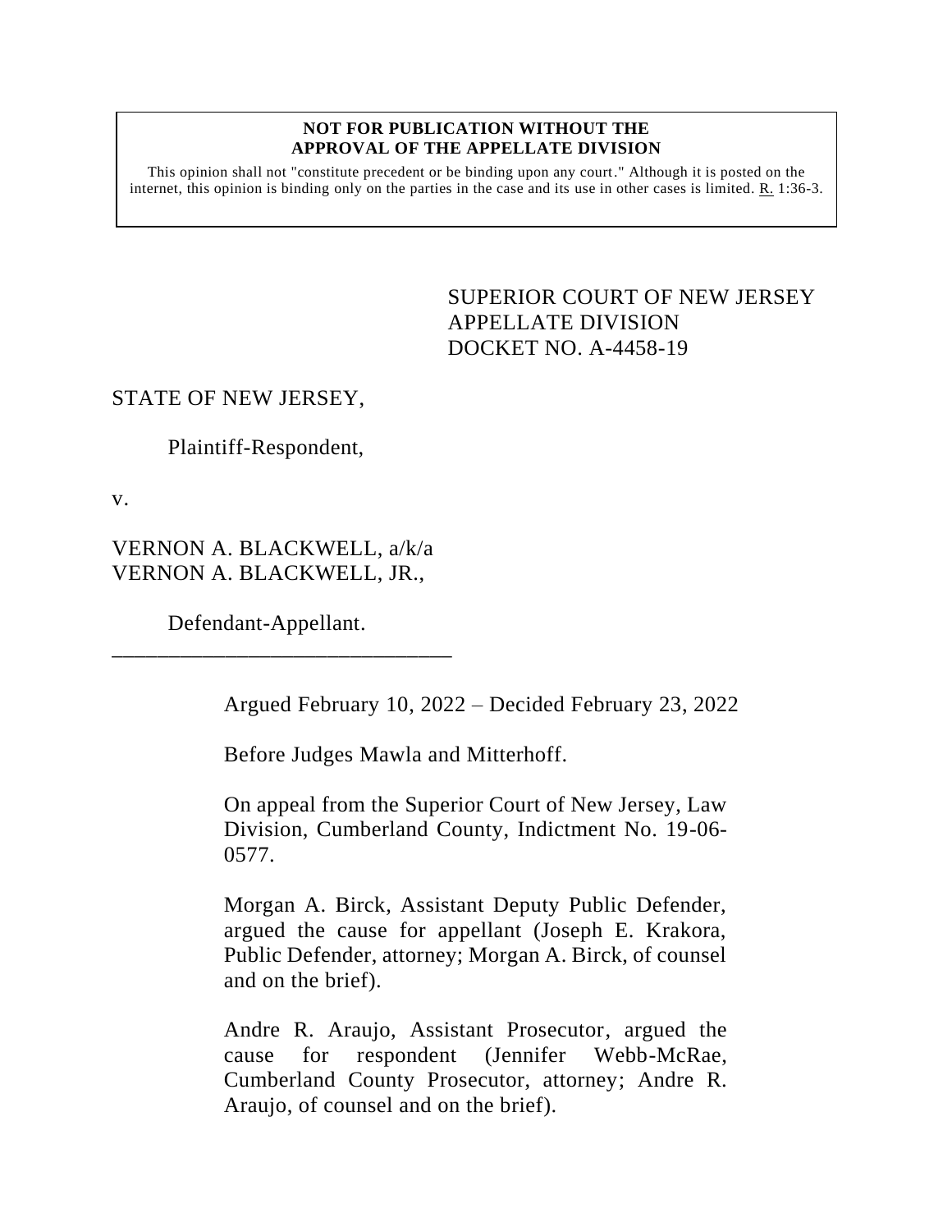**NOT FOR PUBLICATION WITHOUT THE APPROVAL OF THE APPELLATE DIVISION**

This opinion shall not "constitute precedent or be binding upon any court." Although it is posted on the internet, this opinion is binding only on the parties in the case and its use in other cases is limited. R. 1:36-3.

SUPERIOR COURT OF NEW JERSEY
APPELLATE DIVISION
DOCKET NO. A-4458-19

STATE OF NEW JERSEY,

Plaintiff-Respondent,

v.

VERNON A. BLACKWELL, a/k/a VERNON A. BLACKWELL, JR.,

Defendant-Appellant.

_______________________________

Argued February 10, 2022 – Decided February 23, 2022

Before Judges Mawla and Mitterhoff.

On appeal from the Superior Court of New Jersey, Law Division, Cumberland County, Indictment No. 19-06-0577.

Morgan A. Birck, Assistant Deputy Public Defender, argued the cause for appellant (Joseph E. Krakora, Public Defender, attorney; Morgan A. Birck, of counsel and on the brief).

Andre R. Araujo, Assistant Prosecutor, argued the cause for respondent (Jennifer Webb-McRae, Cumberland County Prosecutor, attorney; Andre R. Araujo, of counsel and on the brief).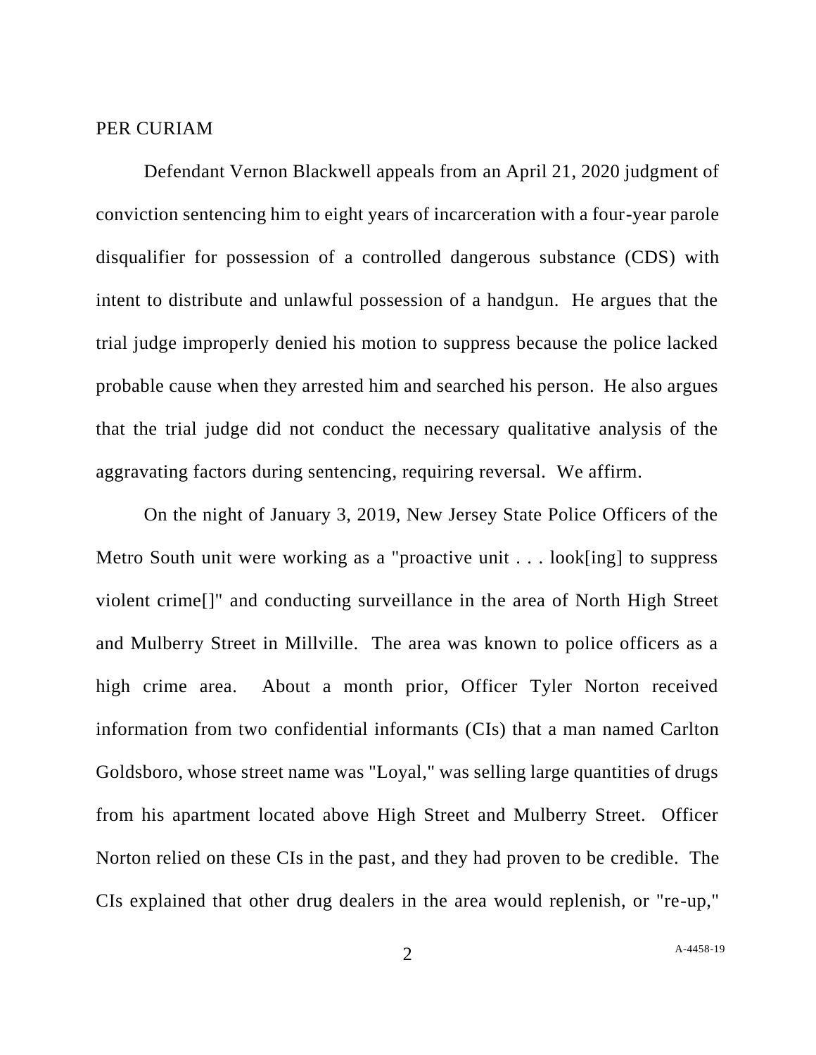PER CURIAM

Defendant Vernon Blackwell appeals from an April 21, 2020 judgment of conviction sentencing him to eight years of incarceration with a four-year parole disqualifier for possession of a controlled dangerous substance (CDS) with intent to distribute and unlawful possession of a handgun. He argues that the trial judge improperly denied his motion to suppress because the police lacked probable cause when they arrested him and searched his person. He also argues that the trial judge did not conduct the necessary qualitative analysis of the aggravating factors during sentencing, requiring reversal. We affirm.

On the night of January 3, 2019, New Jersey State Police Officers of the Metro South unit were working as a "proactive unit . . . look[ing] to suppress violent crime[]" and conducting surveillance in the area of North High Street and Mulberry Street in Millville. The area was known to police officers as a high crime area. About a month prior, Officer Tyler Norton received information from two confidential informants (CIs) that a man named Carlton Goldsboro, whose street name was "Loyal," was selling large quantities of drugs from his apartment located above High Street and Mulberry Street. Officer Norton relied on these CIs in the past, and they had proven to be credible. The CIs explained that other drug dealers in the area would replenish, or "re-up,"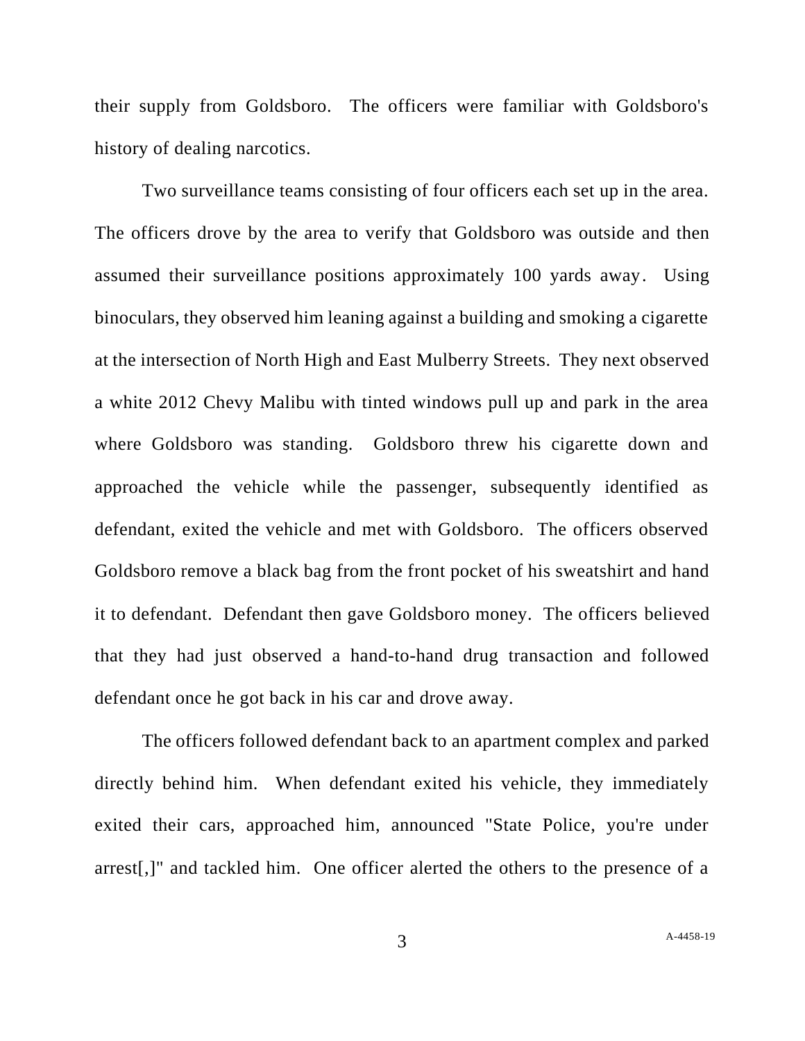their supply from Goldsboro. The officers were familiar with Goldsboro's history of dealing narcotics.

Two surveillance teams consisting of four officers each set up in the area. The officers drove by the area to verify that Goldsboro was outside and then assumed their surveillance positions approximately 100 yards away. Using binoculars, they observed him leaning against a building and smoking a cigarette at the intersection of North High and East Mulberry Streets. They next observed a white 2012 Chevy Malibu with tinted windows pull up and park in the area where Goldsboro was standing. Goldsboro threw his cigarette down and approached the vehicle while the passenger, subsequently identified as defendant, exited the vehicle and met with Goldsboro. The officers observed Goldsboro remove a black bag from the front pocket of his sweatshirt and hand it to defendant. Defendant then gave Goldsboro money. The officers believed that they had just observed a hand-to-hand drug transaction and followed defendant once he got back in his car and drove away.

The officers followed defendant back to an apartment complex and parked directly behind him. When defendant exited his vehicle, they immediately exited their cars, approached him, announced "State Police, you're under arrest[,]" and tackled him. One officer alerted the others to the presence of a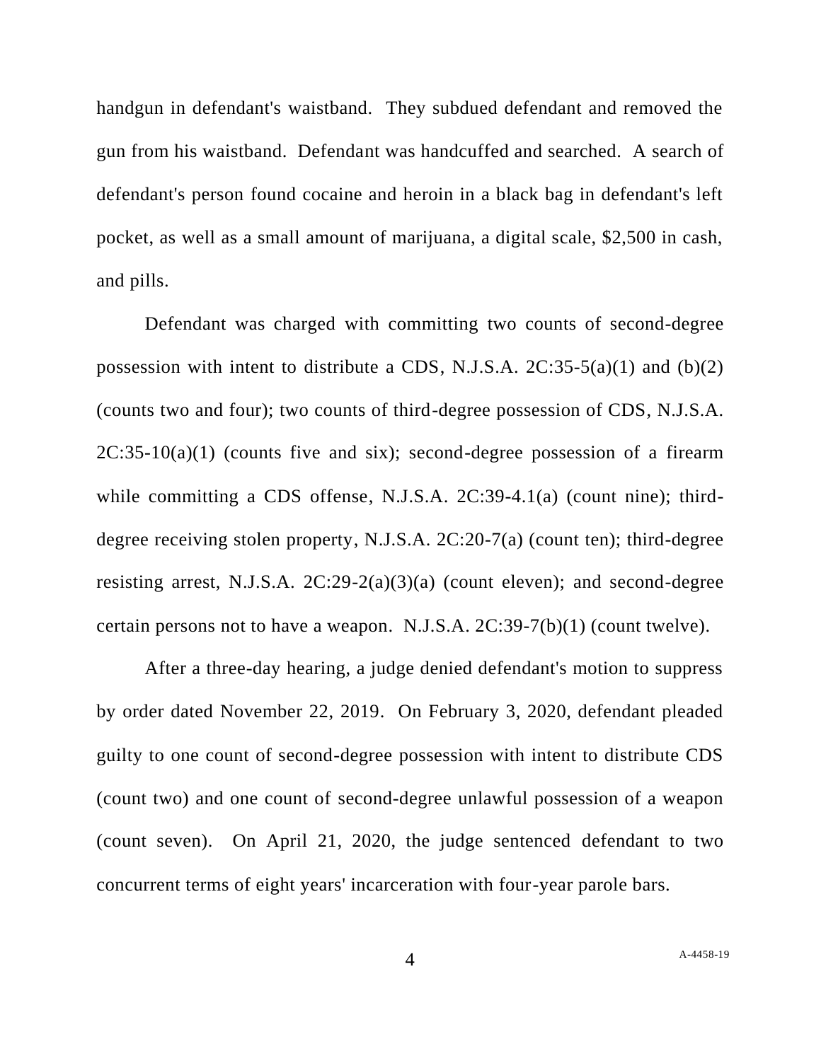handgun in defendant's waistband. They subdued defendant and removed the gun from his waistband. Defendant was handcuffed and searched. A search of defendant's person found cocaine and heroin in a black bag in defendant's left pocket, as well as a small amount of marijuana, a digital scale, $2,500 in cash, and pills.

Defendant was charged with committing two counts of second-degree possession with intent to distribute a CDS, N.J.S.A. 2C:35-5(a)(1) and (b)(2) (counts two and four); two counts of third-degree possession of CDS, N.J.S.A. 2C:35-10(a)(1) (counts five and six); second-degree possession of a firearm while committing a CDS offense, N.J.S.A. 2C:39-4.1(a) (count nine); third-degree receiving stolen property, N.J.S.A. 2C:20-7(a) (count ten); third-degree resisting arrest, N.J.S.A. 2C:29-2(a)(3)(a) (count eleven); and second-degree certain persons not to have a weapon. N.J.S.A. 2C:39-7(b)(1) (count twelve).

After a three-day hearing, a judge denied defendant's motion to suppress by order dated November 22, 2019. On February 3, 2020, defendant pleaded guilty to one count of second-degree possession with intent to distribute CDS (count two) and one count of second-degree unlawful possession of a weapon (count seven). On April 21, 2020, the judge sentenced defendant to two concurrent terms of eight years' incarceration with four-year parole bars.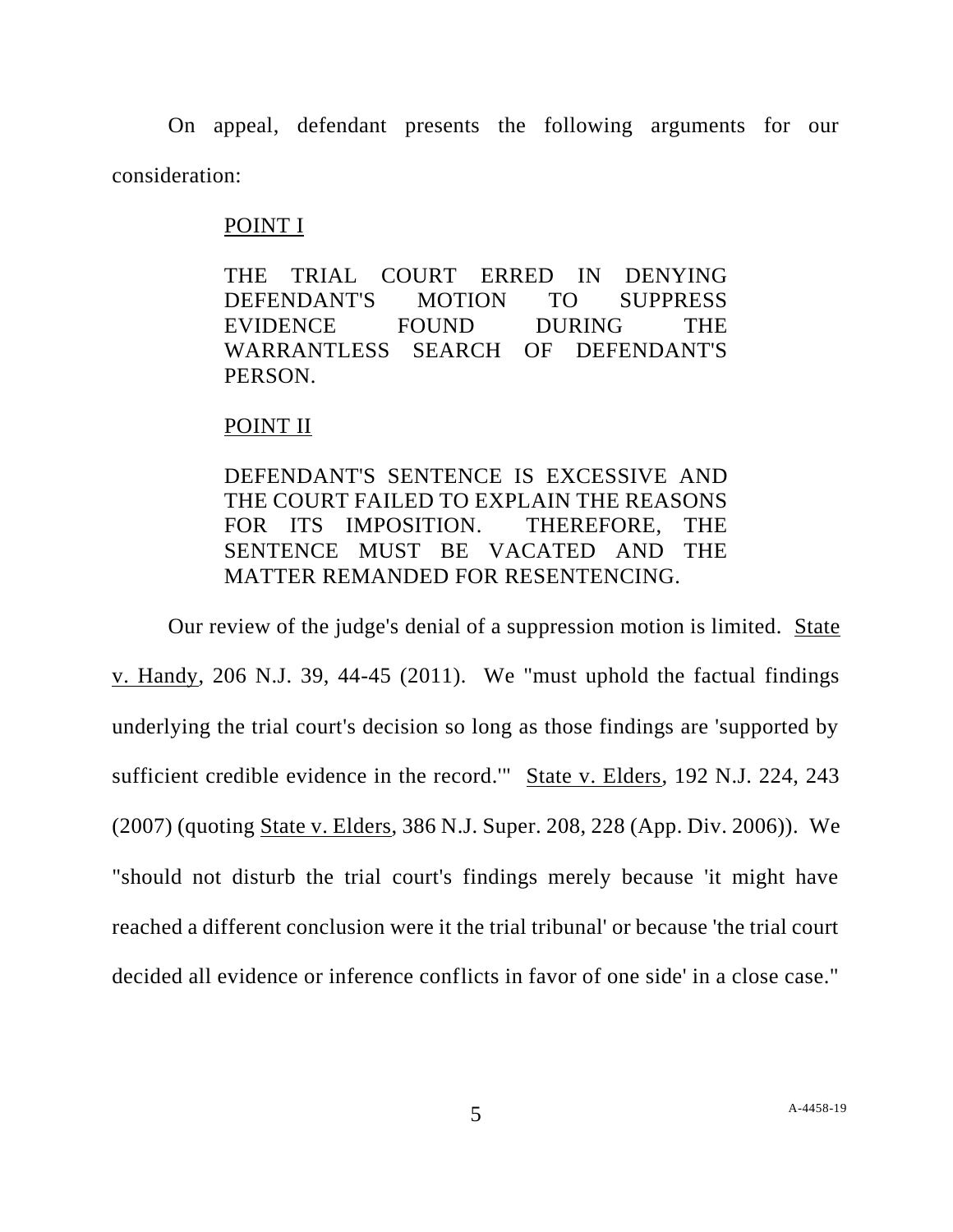On appeal, defendant presents the following arguments for our consideration:

POINT I

THE TRIAL COURT ERRED IN DENYING DEFENDANT'S MOTION TO SUPPRESS EVIDENCE FOUND DURING THE WARRANTLESS SEARCH OF DEFENDANT'S PERSON.

POINT II

DEFENDANT'S SENTENCE IS EXCESSIVE AND THE COURT FAILED TO EXPLAIN THE REASONS FOR ITS IMPOSITION. THEREFORE, THE SENTENCE MUST BE VACATED AND THE MATTER REMANDED FOR RESENTENCING.

Our review of the judge's denial of a suppression motion is limited. State v. Handy, 206 N.J. 39, 44-45 (2011). We "must uphold the factual findings underlying the trial court's decision so long as those findings are 'supported by sufficient credible evidence in the record.'" State v. Elders, 192 N.J. 224, 243 (2007) (quoting State v. Elders, 386 N.J. Super. 208, 228 (App. Div. 2006)). We "should not disturb the trial court's findings merely because 'it might have reached a different conclusion were it the trial tribunal' or because 'the trial court decided all evidence or inference conflicts in favor of one side' in a close case."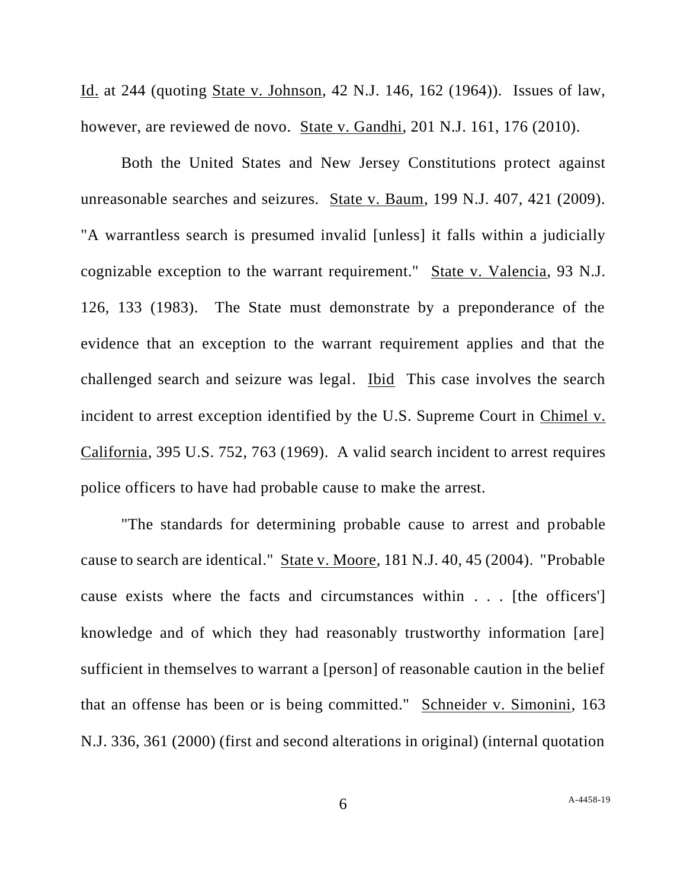Id. at 244 (quoting State v. Johnson, 42 N.J. 146, 162 (1964)). Issues of law, however, are reviewed de novo. State v. Gandhi, 201 N.J. 161, 176 (2010).

Both the United States and New Jersey Constitutions protect against unreasonable searches and seizures. State v. Baum, 199 N.J. 407, 421 (2009). "A warrantless search is presumed invalid [unless] it falls within a judicially cognizable exception to the warrant requirement." State v. Valencia, 93 N.J. 126, 133 (1983). The State must demonstrate by a preponderance of the evidence that an exception to the warrant requirement applies and that the challenged search and seizure was legal. Ibid This case involves the search incident to arrest exception identified by the U.S. Supreme Court in Chimel v. California, 395 U.S. 752, 763 (1969). A valid search incident to arrest requires police officers to have had probable cause to make the arrest.

"The standards for determining probable cause to arrest and probable cause to search are identical." State v. Moore, 181 N.J. 40, 45 (2004). "Probable cause exists where the facts and circumstances within . . . [the officers'] knowledge and of which they had reasonably trustworthy information [are] sufficient in themselves to warrant a [person] of reasonable caution in the belief that an offense has been or is being committed." Schneider v. Simonini, 163 N.J. 336, 361 (2000) (first and second alterations in original) (internal quotation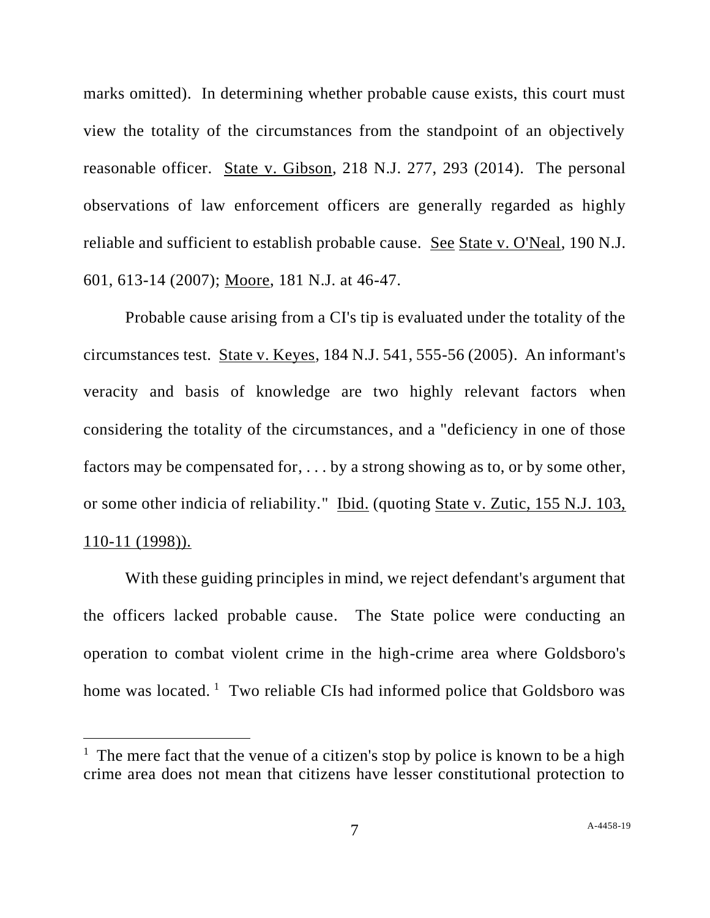marks omitted). In determining whether probable cause exists, this court must view the totality of the circumstances from the standpoint of an objectively reasonable officer. State v. Gibson, 218 N.J. 277, 293 (2014). The personal observations of law enforcement officers are generally regarded as highly reliable and sufficient to establish probable cause. See State v. O'Neal, 190 N.J. 601, 613-14 (2007); Moore, 181 N.J. at 46-47.

Probable cause arising from a CI's tip is evaluated under the totality of the circumstances test. State v. Keyes, 184 N.J. 541, 555-56 (2005). An informant's veracity and basis of knowledge are two highly relevant factors when considering the totality of the circumstances, and a "deficiency in one of those factors may be compensated for, . . . by a strong showing as to, or by some other, or some other indicia of reliability." Ibid. (quoting State v. Zutic, 155 N.J. 103, 110-11 (1998)).

With these guiding principles in mind, we reject defendant's argument that the officers lacked probable cause. The State police were conducting an operation to combat violent crime in the high-crime area where Goldsboro's home was located.[1] Two reliable CIs had informed police that Goldsboro was

---

[1] The mere fact that the venue of a citizen's stop by police is known to be a high crime area does not mean that citizens have lesser constitutional protection to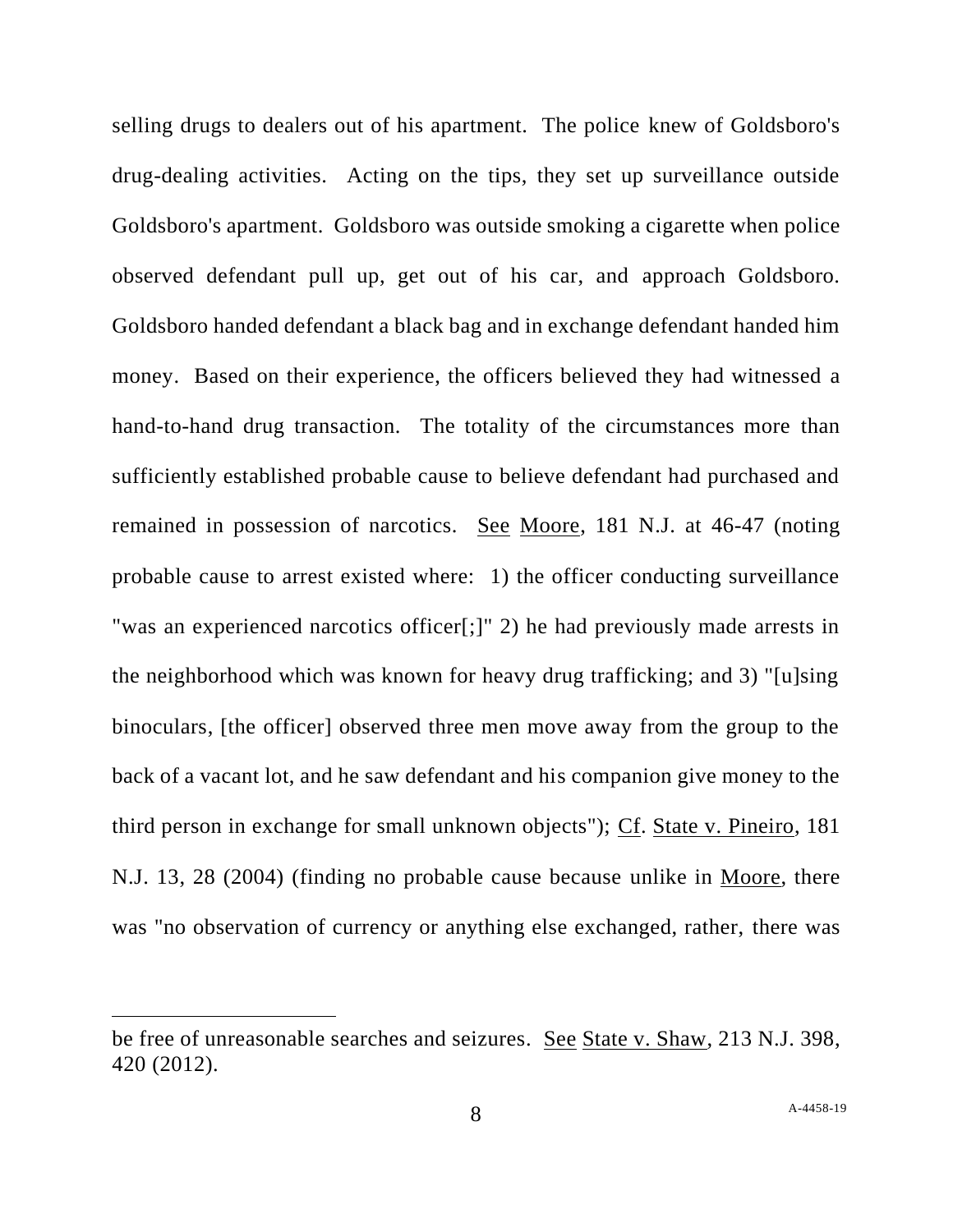selling drugs to dealers out of his apartment. The police knew of Goldsboro's drug-dealing activities. Acting on the tips, they set up surveillance outside Goldsboro's apartment. Goldsboro was outside smoking a cigarette when police observed defendant pull up, get out of his car, and approach Goldsboro. Goldsboro handed defendant a black bag and in exchange defendant handed him money. Based on their experience, the officers believed they had witnessed a hand-to-hand drug transaction. The totality of the circumstances more than sufficiently established probable cause to believe defendant had purchased and remained in possession of narcotics. See Moore, 181 N.J. at 46-47 (noting probable cause to arrest existed where: 1) the officer conducting surveillance "was an experienced narcotics officer[;]" 2) he had previously made arrests in the neighborhood which was known for heavy drug trafficking; and 3) "[u]sing binoculars, [the officer] observed three men move away from the group to the back of a vacant lot, and he saw defendant and his companion give money to the third person in exchange for small unknown objects"); Cf. State v. Pineiro, 181 N.J. 13, 28 (2004) (finding no probable cause because unlike in Moore, there was "no observation of currency or anything else exchanged, rather, there was

---

be free of unreasonable searches and seizures. See State v. Shaw, 213 N.J. 398, 420 (2012).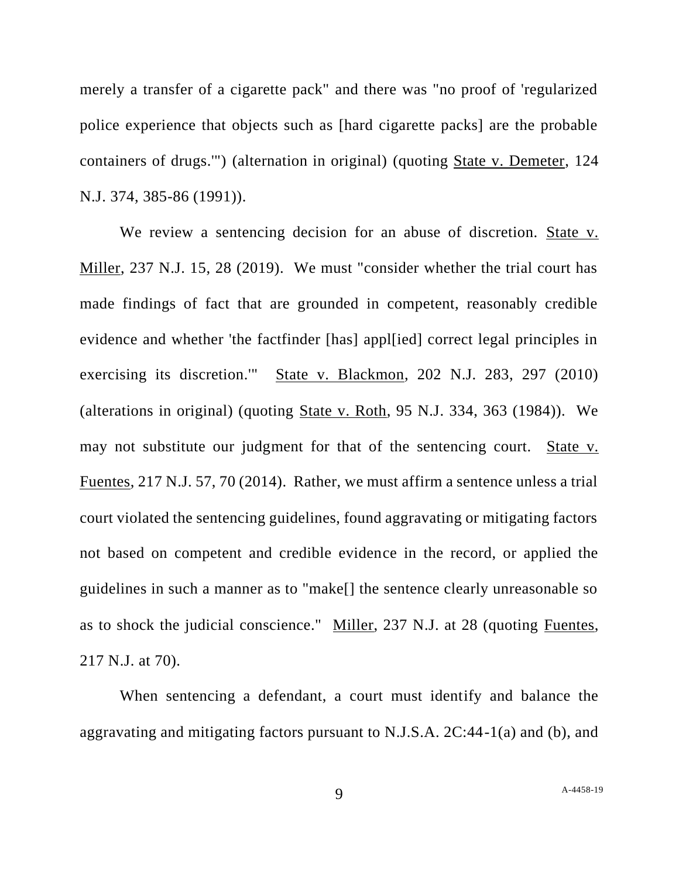merely a transfer of a cigarette pack" and there was "no proof of 'regularized police experience that objects such as [hard cigarette packs] are the probable containers of drugs.'") (alternation in original) (quoting State v. Demeter, 124 N.J. 374, 385-86 (1991)).

We review a sentencing decision for an abuse of discretion. State v. Miller, 237 N.J. 15, 28 (2019). We must "consider whether the trial court has made findings of fact that are grounded in competent, reasonably credible evidence and whether 'the factfinder [has] appl[ied] correct legal principles in exercising its discretion.'" State v. Blackmon, 202 N.J. 283, 297 (2010) (alterations in original) (quoting State v. Roth, 95 N.J. 334, 363 (1984)). We may not substitute our judgment for that of the sentencing court. State v. Fuentes, 217 N.J. 57, 70 (2014). Rather, we must affirm a sentence unless a trial court violated the sentencing guidelines, found aggravating or mitigating factors not based on competent and credible evidence in the record, or applied the guidelines in such a manner as to "make[] the sentence clearly unreasonable so as to shock the judicial conscience." Miller, 237 N.J. at 28 (quoting Fuentes, 217 N.J. at 70).

When sentencing a defendant, a court must identify and balance the aggravating and mitigating factors pursuant to N.J.S.A. 2C:44-1(a) and (b), and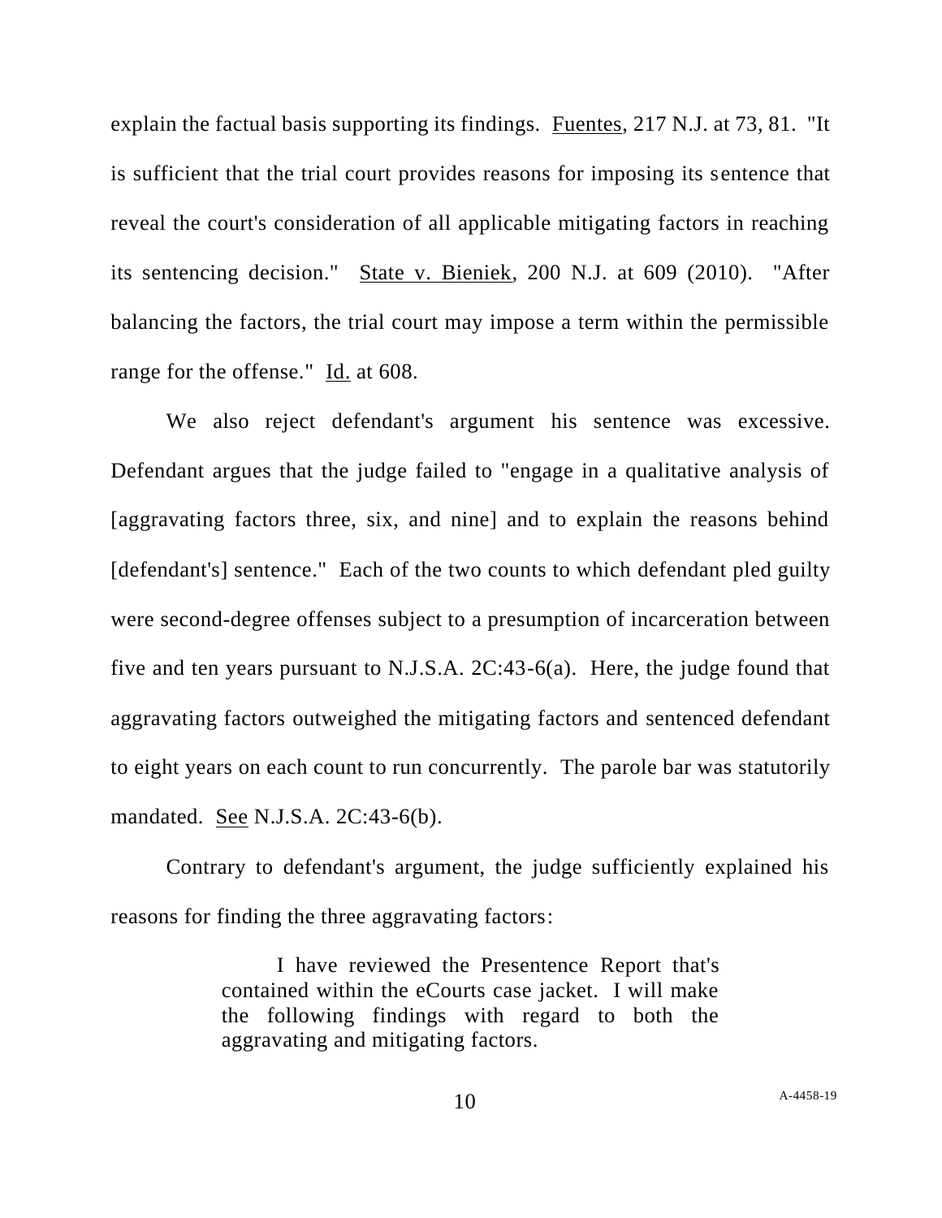explain the factual basis supporting its findings. Fuentes, 217 N.J. at 73, 81. "It is sufficient that the trial court provides reasons for imposing its sentence that reveal the court's consideration of all applicable mitigating factors in reaching its sentencing decision." State v. Bieniek, 200 N.J. at 609 (2010). "After balancing the factors, the trial court may impose a term within the permissible range for the offense." Id. at 608.

We also reject defendant's argument his sentence was excessive. Defendant argues that the judge failed to "engage in a qualitative analysis of [aggravating factors three, six, and nine] and to explain the reasons behind [defendant's] sentence." Each of the two counts to which defendant pled guilty were second-degree offenses subject to a presumption of incarceration between five and ten years pursuant to N.J.S.A. 2C:43-6(a). Here, the judge found that aggravating factors outweighed the mitigating factors and sentenced defendant to eight years on each count to run concurrently. The parole bar was statutorily mandated. See N.J.S.A. 2C:43-6(b).

Contrary to defendant's argument, the judge sufficiently explained his reasons for finding the three aggravating factors:

> I have reviewed the Presentence Report that's contained within the eCourts case jacket. I will make the following findings with regard to both the aggravating and mitigating factors.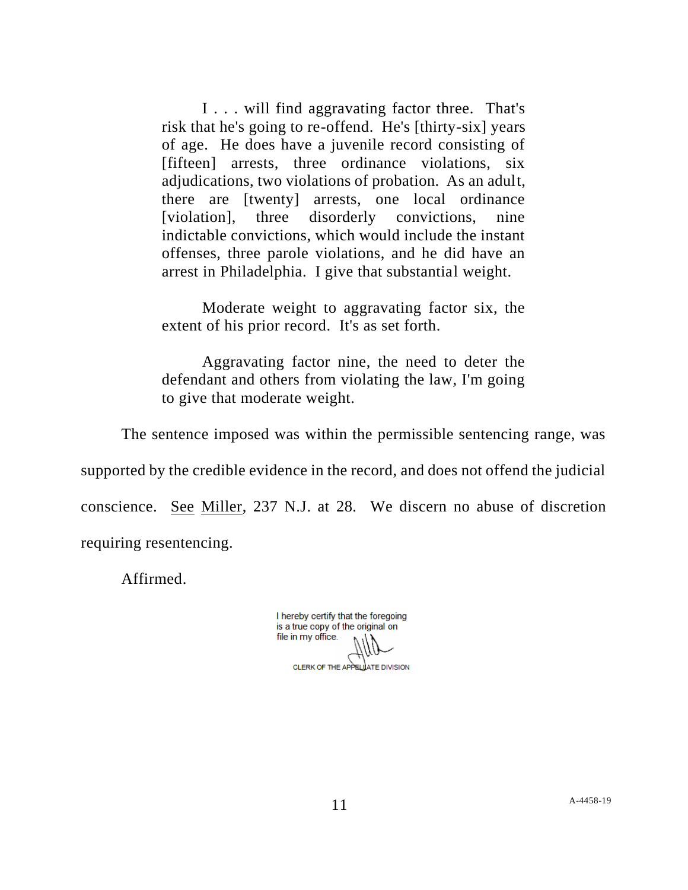> I . . . will find aggravating factor three. That's risk that he's going to re-offend. He's [thirty-six] years of age. He does have a juvenile record consisting of [fifteen] arrests, three ordinance violations, six adjudications, two violations of probation. As an adult, there are [twenty] arrests, one local ordinance [violation], three disorderly convictions, nine indictable convictions, which would include the instant offenses, three parole violations, and he did have an arrest in Philadelphia. I give that substantial weight.
>
> Moderate weight to aggravating factor six, the extent of his prior record. It's as set forth.
>
> Aggravating factor nine, the need to deter the defendant and others from violating the law, I'm going to give that moderate weight.

The sentence imposed was within the permissible sentencing range, was supported by the credible evidence in the record, and does not offend the judicial conscience. See Miller, 237 N.J. at 28. We discern no abuse of discretion requiring resentencing.

Affirmed.

I hereby certify that the foregoing is a true copy of the original on file in my office.

CLERK OF THE APPELLATE DIVISION